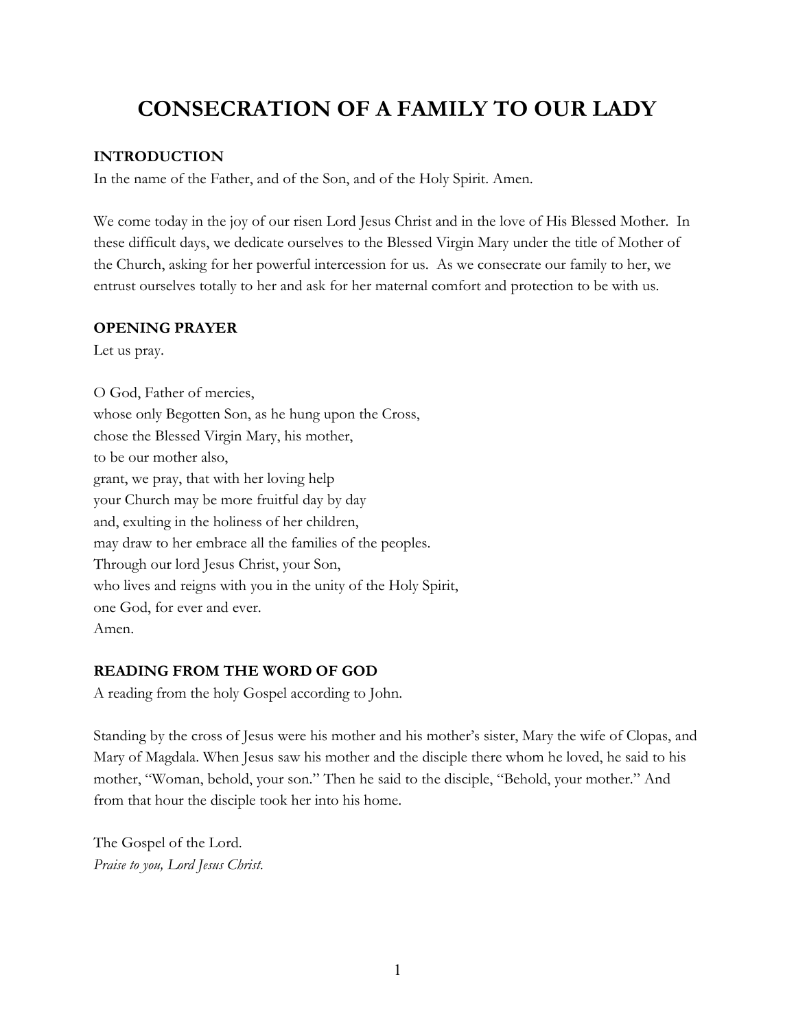# CONSECRATION OF A FAMILY TO OUR LADY

## INTRODUCTION

In the name of the Father, and of the Son, and of the Holy Spirit. Amen.

We come today in the joy of our risen Lord Jesus Christ and in the love of His Blessed Mother. In these difficult days, we dedicate ourselves to the Blessed Virgin Mary under the title of Mother of the Church, asking for her powerful intercession for us. As we consecrate our family to her, we entrust ourselves totally to her and ask for her maternal comfort and protection to be with us.

## OPENING PRAYER

Let us pray.

O God, Father of mercies,  
whose only Begotten Son, as he hung upon the Cross,  
chose the Blessed Virgin Mary, his mother,  
to be our mother also,  
grant, we pray, that with her loving help  
your Church may be more fruitful day by day  
and, exulting in the holiness of her children,  
may draw to her embrace all the families of the peoples.  
Through our lord Jesus Christ, your Son,  
who lives and reigns with you in the unity of the Holy Spirit,  
one God, for ever and ever.  
Amen.

## READING FROM THE WORD OF GOD

A reading from the holy Gospel according to John.

Standing by the cross of Jesus were his mother and his mother's sister, Mary the wife of Clopas, and Mary of Magdala. When Jesus saw his mother and the disciple there whom he loved, he said to his mother, "Woman, behold, your son." Then he said to the disciple, "Behold, your mother." And from that hour the disciple took her into his home.

The Gospel of the Lord.  
*Praise to you, Lord Jesus Christ.*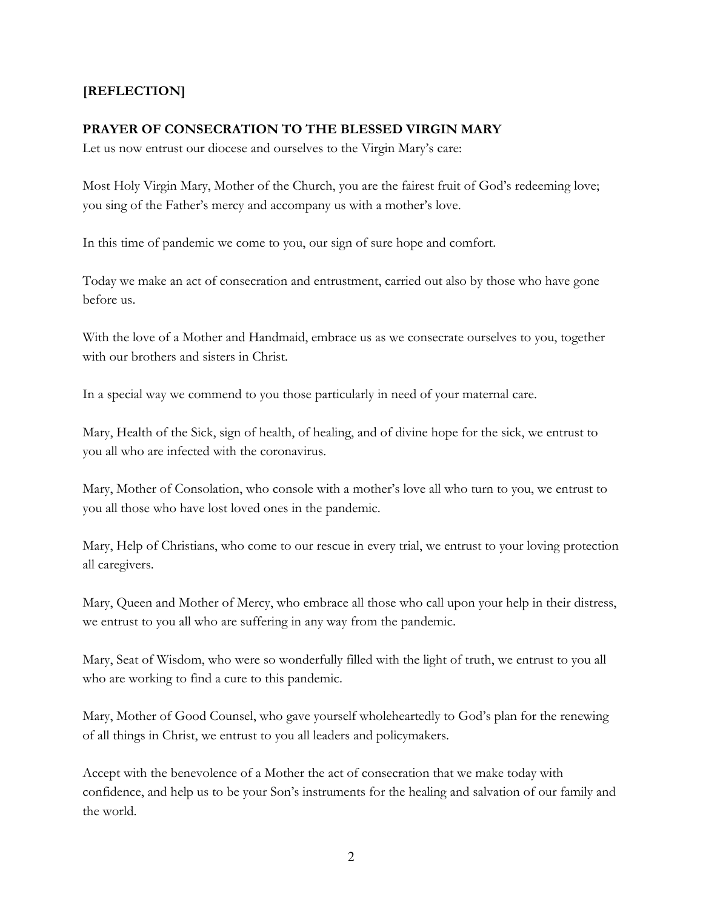**[REFLECTION]**

**PRAYER OF CONSECRATION TO THE BLESSED VIRGIN MARY**

Let us now entrust our diocese and ourselves to the Virgin Mary's care:

Most Holy Virgin Mary, Mother of the Church, you are the fairest fruit of God's redeeming love; you sing of the Father's mercy and accompany us with a mother's love.

In this time of pandemic we come to you, our sign of sure hope and comfort.

Today we make an act of consecration and entrustment, carried out also by those who have gone before us.

With the love of a Mother and Handmaid, embrace us as we consecrate ourselves to you, together with our brothers and sisters in Christ.

In a special way we commend to you those particularly in need of your maternal care.

Mary, Health of the Sick, sign of health, of healing, and of divine hope for the sick, we entrust to you all who are infected with the coronavirus.

Mary, Mother of Consolation, who console with a mother's love all who turn to you, we entrust to you all those who have lost loved ones in the pandemic.

Mary, Help of Christians, who come to our rescue in every trial, we entrust to your loving protection all caregivers.

Mary, Queen and Mother of Mercy, who embrace all those who call upon your help in their distress, we entrust to you all who are suffering in any way from the pandemic.

Mary, Seat of Wisdom, who were so wonderfully filled with the light of truth, we entrust to you all who are working to find a cure to this pandemic.

Mary, Mother of Good Counsel, who gave yourself wholeheartedly to God's plan for the renewing of all things in Christ, we entrust to you all leaders and policymakers.

Accept with the benevolence of a Mother the act of consecration that we make today with confidence, and help us to be your Son's instruments for the healing and salvation of our family and the world.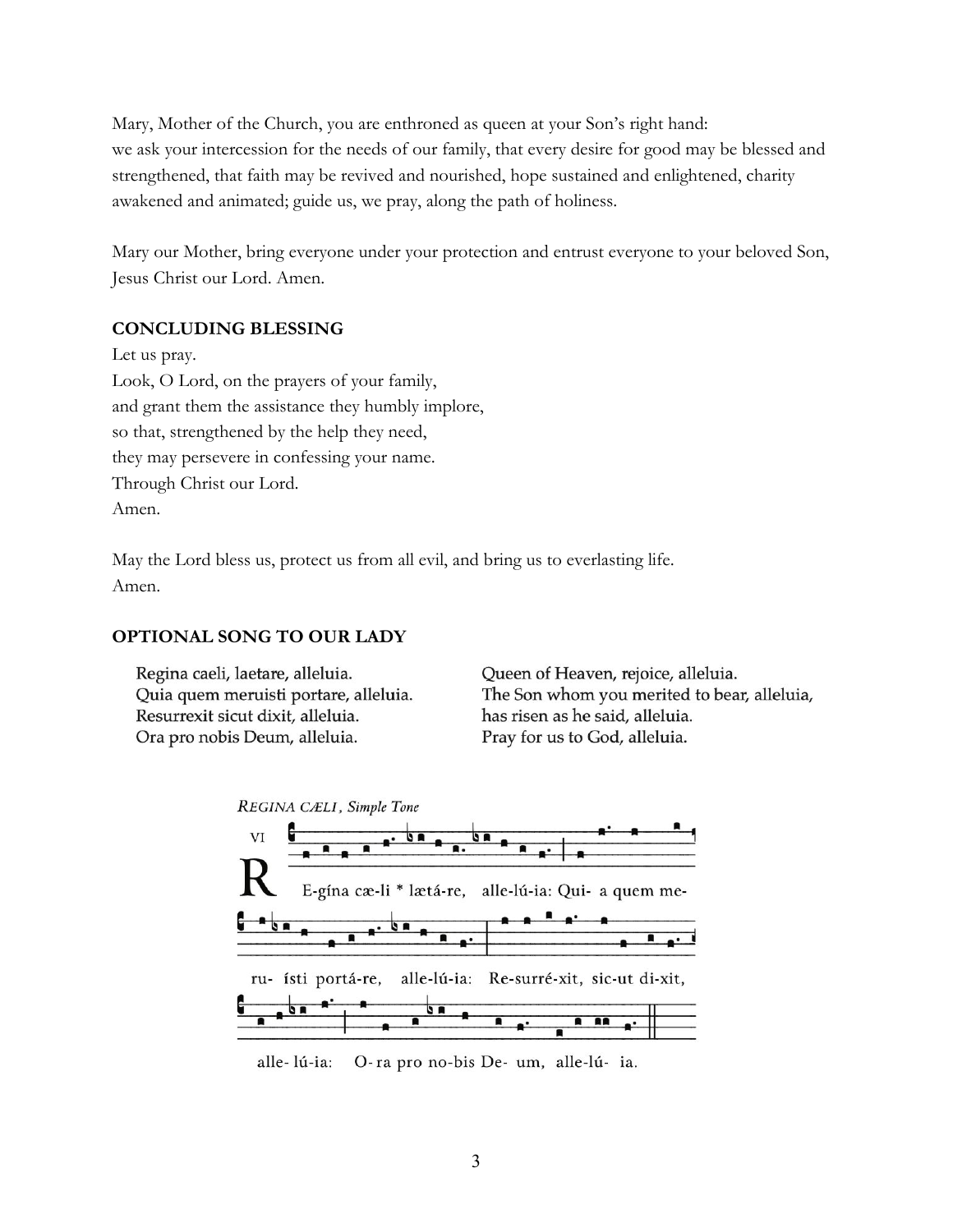Mary, Mother of the Church, you are enthroned as queen at your Son's right hand:
we ask your intercession for the needs of our family, that every desire for good may be blessed and strengthened, that faith may be revived and nourished, hope sustained and enlightened, charity awakened and animated; guide us, we pray, along the path of holiness.

Mary our Mother, bring everyone under your protection and entrust everyone to your beloved Son, Jesus Christ our Lord. Amen.

**CONCLUDING BLESSING**

Let us pray.
Look, O Lord, on the prayers of your family,
and grant them the assistance they humbly implore,
so that, strengthened by the help they need,
they may persevere in confessing your name.
Through Christ our Lord.
Amen.

May the Lord bless us, protect us from all evil, and bring us to everlasting life.
Amen.

**OPTIONAL SONG TO OUR LADY**

Regina caeli, laetare, alleluia.
Quia quem meruisti portare, alleluia.
Resurrexit sicut dixit, alleluia.
Ora pro nobis Deum, alleluia.

Queen of Heaven, rejoice, alleluia.
The Son whom you merited to bear, alleluia,
has risen as he said, alleluia.
Pray for us to God, alleluia.

*REGINA CÆLI, Simple Tone*

VI

R E-gína cæ-li * lætá-re, alle-lú-ia: Qui- a quem me- ru- ísti portá-re, alle-lú-ia: Re-surré-xit, sic-ut di-xit, alle- lú-ia: O- ra pro no-bis De- um, alle-lú- ia.